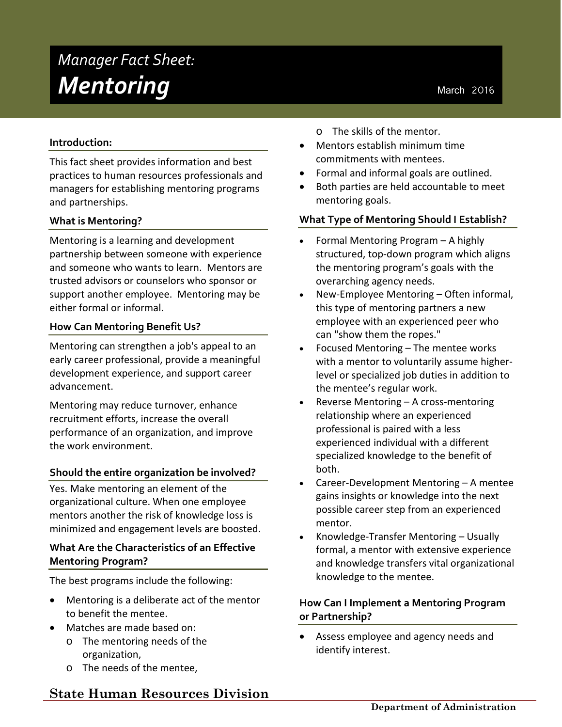*Manager Fact Sheet:*

# *Mentoring*

March 2016

## Introduction:

This fact sheet provides information and best practices to human resources professionals and managers for establishing mentoring programs and partnerships.

## What is Mentoring?

Mentoring is a learning and development partnership between someone with experience and someone who wants to learn. Mentors are trusted advisors or counselors who sponsor or support another employee. Mentoring may be either formal or informal.

## How Can Mentoring Benefit Us?

Mentoring can strengthen a job's appeal to an early career professional, provide a meaningful development experience, and support career advancement.

Mentoring may reduce turnover, enhance recruitment efforts, increase the overall performance of an organization, and improve the work environment.

## Should the entire organization be involved?

Yes. Make mentoring an element of the organizational culture. When one employee mentors another the risk of knowledge loss is minimized and engagement levels are boosted.

## What Are the Characteristics of an Effective Mentoring Program?

The best programs include the following:

- Mentoring is a deliberate act of the mentor to benefit the mentee.
- Matches are made based on:
  - The mentoring needs of the organization,
  - The needs of the mentee,
  - The skills of the mentor.
- Mentors establish minimum time commitments with mentees.
- Formal and informal goals are outlined.
- Both parties are held accountable to meet mentoring goals.

## What Type of Mentoring Should I Establish?

- Formal Mentoring Program – A highly structured, top-down program which aligns the mentoring program's goals with the overarching agency needs.
- New-Employee Mentoring – Often informal, this type of mentoring partners a new employee with an experienced peer who can "show them the ropes."
- Focused Mentoring – The mentee works with a mentor to voluntarily assume higher-level or specialized job duties in addition to the mentee's regular work.
- Reverse Mentoring – A cross-mentoring relationship where an experienced professional is paired with a less experienced individual with a different specialized knowledge to the benefit of both.
- Career-Development Mentoring – A mentee gains insights or knowledge into the next possible career step from an experienced mentor.
- Knowledge-Transfer Mentoring – Usually formal, a mentor with extensive experience and knowledge transfers vital organizational knowledge to the mentee.

## How Can I Implement a Mentoring Program or Partnership?

- Assess employee and agency needs and identify interest.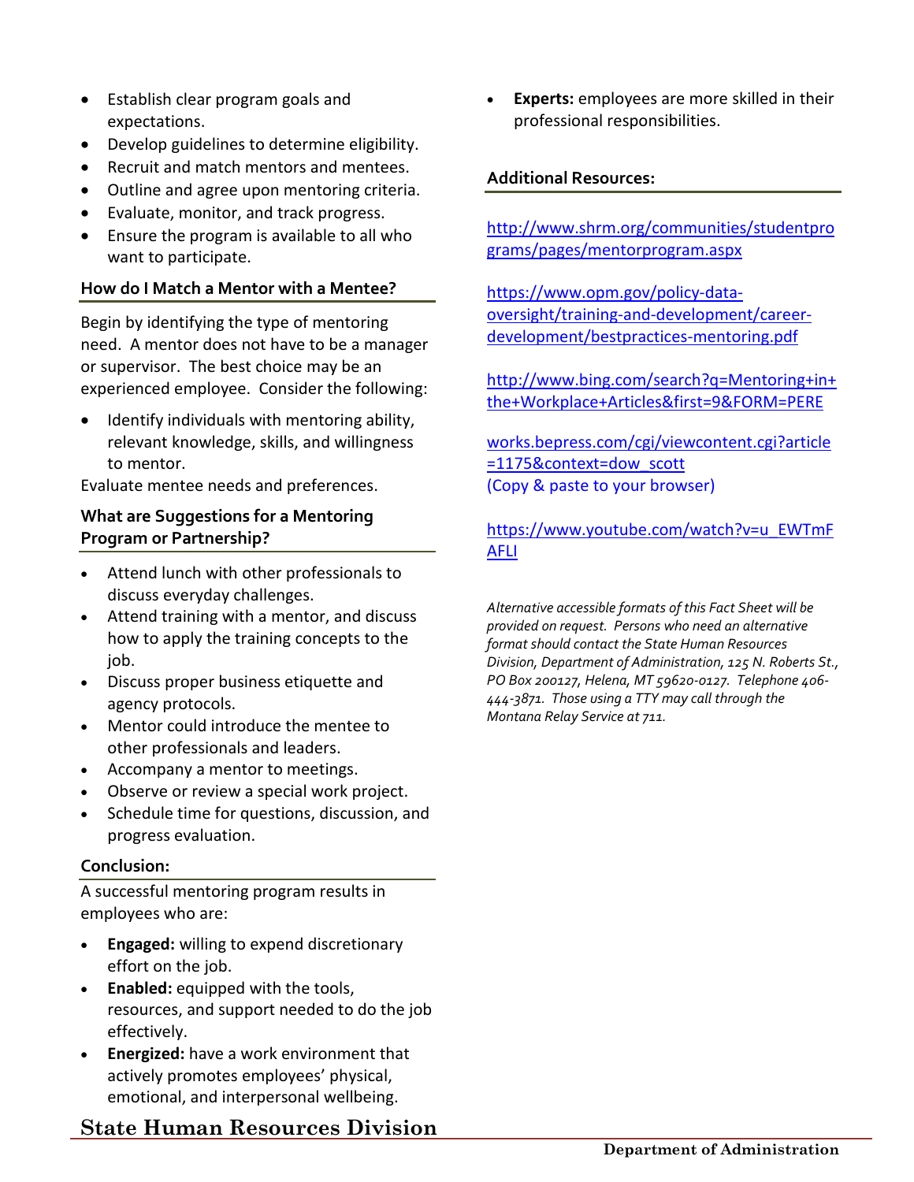- Establish clear program goals and expectations.
- Develop guidelines to determine eligibility.
- Recruit and match mentors and mentees.
- Outline and agree upon mentoring criteria.
- Evaluate, monitor, and track progress.
- Ensure the program is available to all who want to participate.

### How do I Match a Mentor with a Mentee?

Begin by identifying the type of mentoring need. A mentor does not have to be a manager or supervisor. The best choice may be an experienced employee. Consider the following:

- Identify individuals with mentoring ability, relevant knowledge, skills, and willingness to mentor.

Evaluate mentee needs and preferences.

### What are Suggestions for a Mentoring Program or Partnership?

- Attend lunch with other professionals to discuss everyday challenges.
- Attend training with a mentor, and discuss how to apply the training concepts to the job.
- Discuss proper business etiquette and agency protocols.
- Mentor could introduce the mentee to other professionals and leaders.
- Accompany a mentor to meetings.
- Observe or review a special work project.
- Schedule time for questions, discussion, and progress evaluation.

### Conclusion:

A successful mentoring program results in employees who are:

- **Engaged:** willing to expend discretionary effort on the job.
- **Enabled:** equipped with the tools, resources, and support needed to do the job effectively.
- **Energized:** have a work environment that actively promotes employees' physical, emotional, and interpersonal wellbeing.
- **Experts:** employees are more skilled in their professional responsibilities.

### Additional Resources:

http://www.shrm.org/communities/studentprograms/pages/mentorprogram.aspx

https://www.opm.gov/policy-data-oversight/training-and-development/career-development/bestpractices-mentoring.pdf

http://www.bing.com/search?q=Mentoring+in+the+Workplace+Articles&first=9&FORM=PERE

works.bepress.com/cgi/viewcontent.cgi?article=1175&context=dow_scott
(Copy & paste to your browser)

https://www.youtube.com/watch?v=u_EWTmFAFLI

*Alternative accessible formats of this Fact Sheet will be provided on request. Persons who need an alternative format should contact the State Human Resources Division, Department of Administration, 125 N. Roberts St., PO Box 200127, Helena, MT 59620-0127. Telephone 406-444-3871. Those using a TTY may call through the Montana Relay Service at 711.*

**State Human Resources Division**

**Department of Administration**